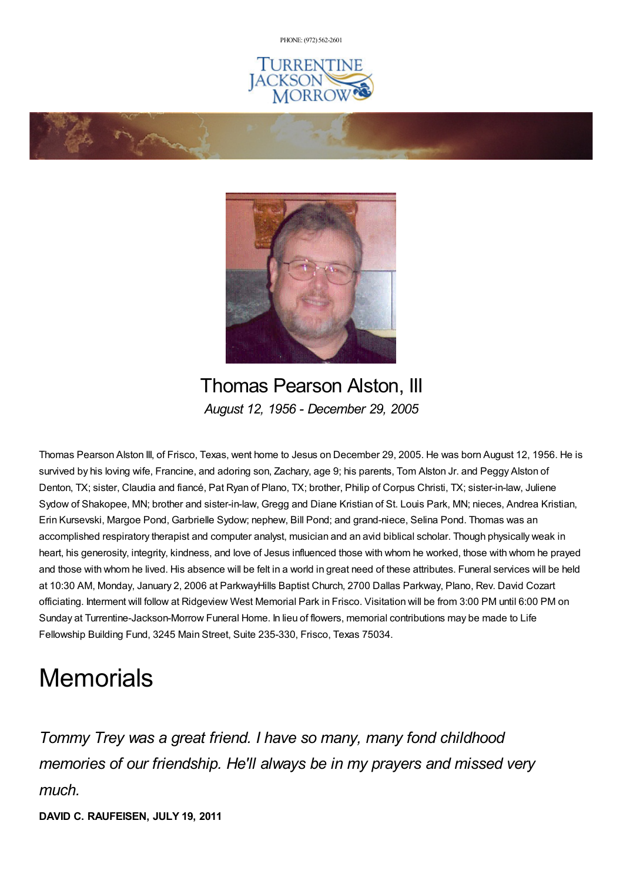PHONE: (972) 562-2601

# Thomas Pearson Alston, III

*August 12, 1956 - December 29, 2005*

Thomas Pearson Alston III, of Frisco, Texas, went home to Jesus on December 29, 2005. He was born August 12, 1956. He is survived by his loving wife, Francine, and adoring son, Zachary, age 9; his parents, Tom Alston Jr. and Peggy Alston of Denton, TX; sister, Claudia and fiancé, Pat Ryan of Plano, TX; brother, Philip of Corpus Christi, TX; sister-in-law, Juliene Sydow of Shakopee, MN; brother and sister-in-law, Gregg and Diane Kristian of St. Louis Park, MN; nieces, Andrea Kristian, Erin Kursevski, Margoe Pond, Garbrielle Sydow; nephew, Bill Pond; and grand-niece, Selina Pond. Thomas was an accomplished respiratory therapist and computer analyst, musician and an avid biblical scholar. Though physically weak in heart, his generosity, integrity, kindness, and love of Jesus influenced those with whom he worked, those with whom he prayed and those with whom he lived. His absence will be felt in a world in great need of these attributes. Funeral services will be held at 10:30 AM, Monday, January 2, 2006 at ParkwayHills Baptist Church, 2700 Dallas Parkway, Plano, Rev. David Cozart officiating. Interment will follow at Ridgeview West Memorial Park in Frisco. Visitation will be from 3:00 PM until 6:00 PM on Sunday at Turrentine-Jackson-Morrow Funeral Home. In lieu of flowers, memorial contributions may be made to Life Fellowship Building Fund, 3245 Main Street, Suite 235-330, Frisco, Texas 75034.

# Memorials

*Tommy Trey was a great friend. I have so many, many fond childhood memories of our friendship. He'll always be in my prayers and missed very much.*

**DAVID C. RAUFEISEN, JULY 19, 2011**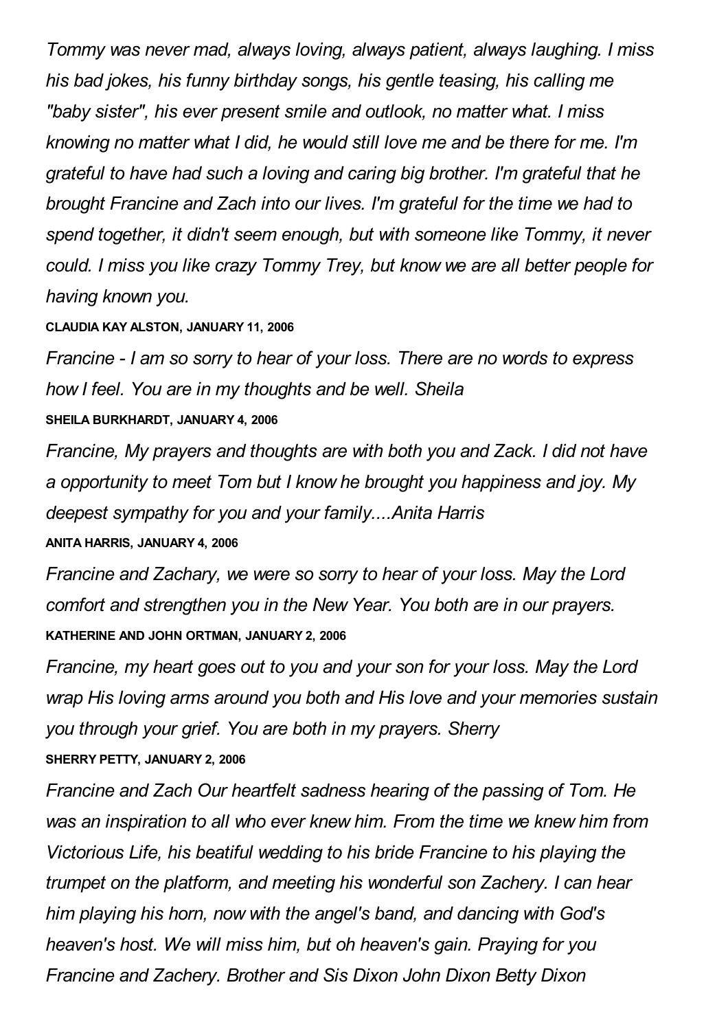*Tommy was never mad, always loving, always patient, always laughing. I miss his bad jokes, his funny birthday songs, his gentle teasing, his calling me "baby sister", his ever present smile and outlook, no matter what. I miss knowing no matter what I did, he would still love me and be there for me. I'm grateful to have had such a loving and caring big brother. I'm grateful that he brought Francine and Zach into our lives. I'm grateful for the time we had to spend together, it didn't seem enough, but with someone like Tommy, it never could. I miss you like crazy Tommy Trey, but know we are all better people for having known you.*

**CLAUDIA KAY ALSTON, JANUARY 11, 2006**

*Francine - I am so sorry to hear of your loss. There are no words to express how I feel. You are in my thoughts and be well. Sheila*

**SHEILA BURKHARDT, JANUARY 4, 2006**

*Francine, My prayers and thoughts are with both you and Zack. I did not have a opportunity to meet Tom but I know he brought you happiness and joy. My deepest sympathy for you and your family....Anita Harris*

**ANITA HARRIS, JANUARY 4, 2006**

*Francine and Zachary, we were so sorry to hear of your loss. May the Lord comfort and strengthen you in the New Year. You both are in our prayers.*

**KATHERINE AND JOHN ORTMAN, JANUARY 2, 2006**

*Francine, my heart goes out to you and your son for your loss. May the Lord wrap His loving arms around you both and His love and your memories sustain you through your grief. You are both in my prayers. Sherry*

**SHERRY PETTY, JANUARY 2, 2006**

*Francine and Zach Our heartfelt sadness hearing of the passing of Tom. He was an inspiration to all who ever knew him. From the time we knew him from Victorious Life, his beatiful wedding to his bride Francine to his playing the trumpet on the platform, and meeting his wonderful son Zachery. I can hear him playing his horn, now with the angel's band, and dancing with God's heaven's host. We will miss him, but oh heaven's gain. Praying for you Francine and Zachery. Brother and Sis Dixon John Dixon Betty Dixon*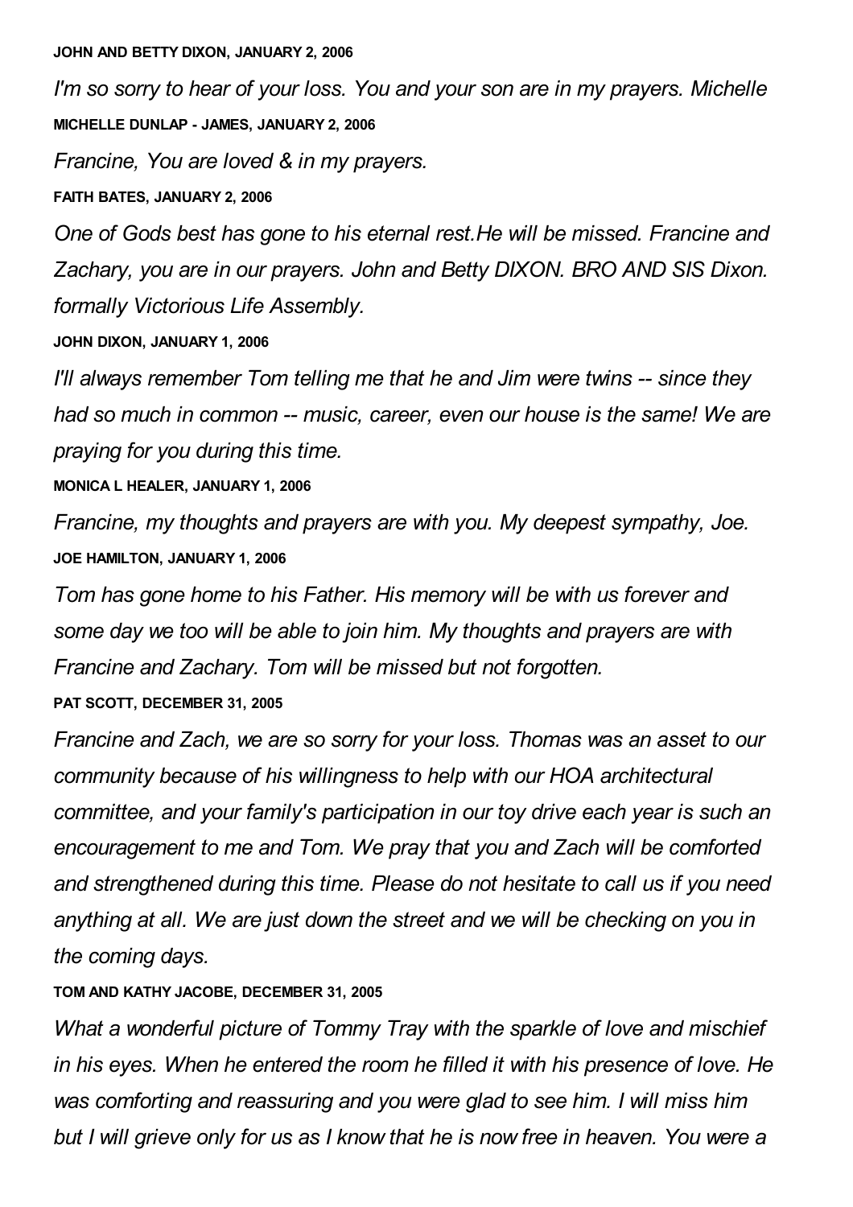**JOHN AND BETTY DIXON, JANUARY 2, 2006**

*I'm so sorry to hear of your loss. You and your son are in my prayers. Michelle*

**MICHELLE DUNLAP - JAMES, JANUARY 2, 2006**

*Francine, You are loved & in my prayers.*

**FAITH BATES, JANUARY 2, 2006**

*One of Gods best has gone to his eternal rest.He will be missed. Francine and Zachary, you are in our prayers. John and Betty DIXON. BRO AND SIS Dixon. formally Victorious Life Assembly.*

**JOHN DIXON, JANUARY 1, 2006**

*I'll always remember Tom telling me that he and Jim were twins -- since they had so much in common -- music, career, even our house is the same! We are praying for you during this time.*

**MONICA L HEALER, JANUARY 1, 2006**

*Francine, my thoughts and prayers are with you. My deepest sympathy, Joe.*

**JOE HAMILTON, JANUARY 1, 2006**

*Tom has gone home to his Father. His memory will be with us forever and some day we too will be able to join him. My thoughts and prayers are with Francine and Zachary. Tom will be missed but not forgotten.*

**PAT SCOTT, DECEMBER 31, 2005**

*Francine and Zach, we are so sorry for your loss. Thomas was an asset to our community because of his willingness to help with our HOA architectural committee, and your family's participation in our toy drive each year is such an encouragement to me and Tom. We pray that you and Zach will be comforted and strengthened during this time. Please do not hesitate to call us if you need anything at all. We are just down the street and we will be checking on you in the coming days.*

**TOM AND KATHY JACOBE, DECEMBER 31, 2005**

*What a wonderful picture of Tommy Tray with the sparkle of love and mischief in his eyes. When he entered the room he filled it with his presence of love. He was comforting and reassuring and you were glad to see him. I will miss him but I will grieve only for us as I know that he is now free in heaven. You were a*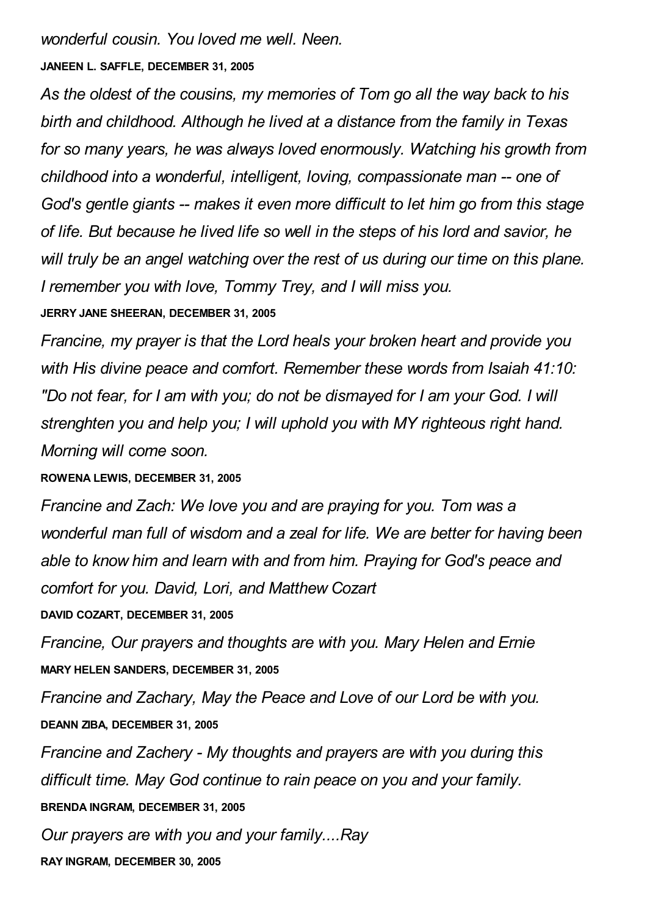*wonderful cousin. You loved me well. Neen.*

**JANEEN L. SAFFLE, DECEMBER 31, 2005**

*As the oldest of the cousins, my memories of Tom go all the way back to his birth and childhood. Although he lived at a distance from the family in Texas for so many years, he was always loved enormously. Watching his growth from childhood into a wonderful, intelligent, loving, compassionate man -- one of God's gentle giants -- makes it even more difficult to let him go from this stage of life. But because he lived life so well in the steps of his lord and savior, he will truly be an angel watching over the rest of us during our time on this plane. I remember you with love, Tommy Trey, and I will miss you.*

**JERRY JANE SHEERAN, DECEMBER 31, 2005**

*Francine, my prayer is that the Lord heals your broken heart and provide you with His divine peace and comfort. Remember these words from Isaiah 41:10: "Do not fear, for I am with you; do not be dismayed for I am your God. I will strenghten you and help you; I will uphold you with MY righteous right hand. Morning will come soon.*

**ROWENA LEWIS, DECEMBER 31, 2005**

*Francine and Zach: We love you and are praying for you. Tom was a wonderful man full of wisdom and a zeal for life. We are better for having been able to know him and learn with and from him. Praying for God's peace and comfort for you. David, Lori, and Matthew Cozart*

**DAVID COZART, DECEMBER 31, 2005**

*Francine, Our prayers and thoughts are with you. Mary Helen and Ernie*

**MARY HELEN SANDERS, DECEMBER 31, 2005**

*Francine and Zachary, May the Peace and Love of our Lord be with you.*

**DEANN ZIBA, DECEMBER 31, 2005**

*Francine and Zachery - My thoughts and prayers are with you during this difficult time. May God continue to rain peace on you and your family.*

**BRENDA INGRAM, DECEMBER 31, 2005**

*Our prayers are with you and your family....Ray*

**RAY INGRAM, DECEMBER 30, 2005**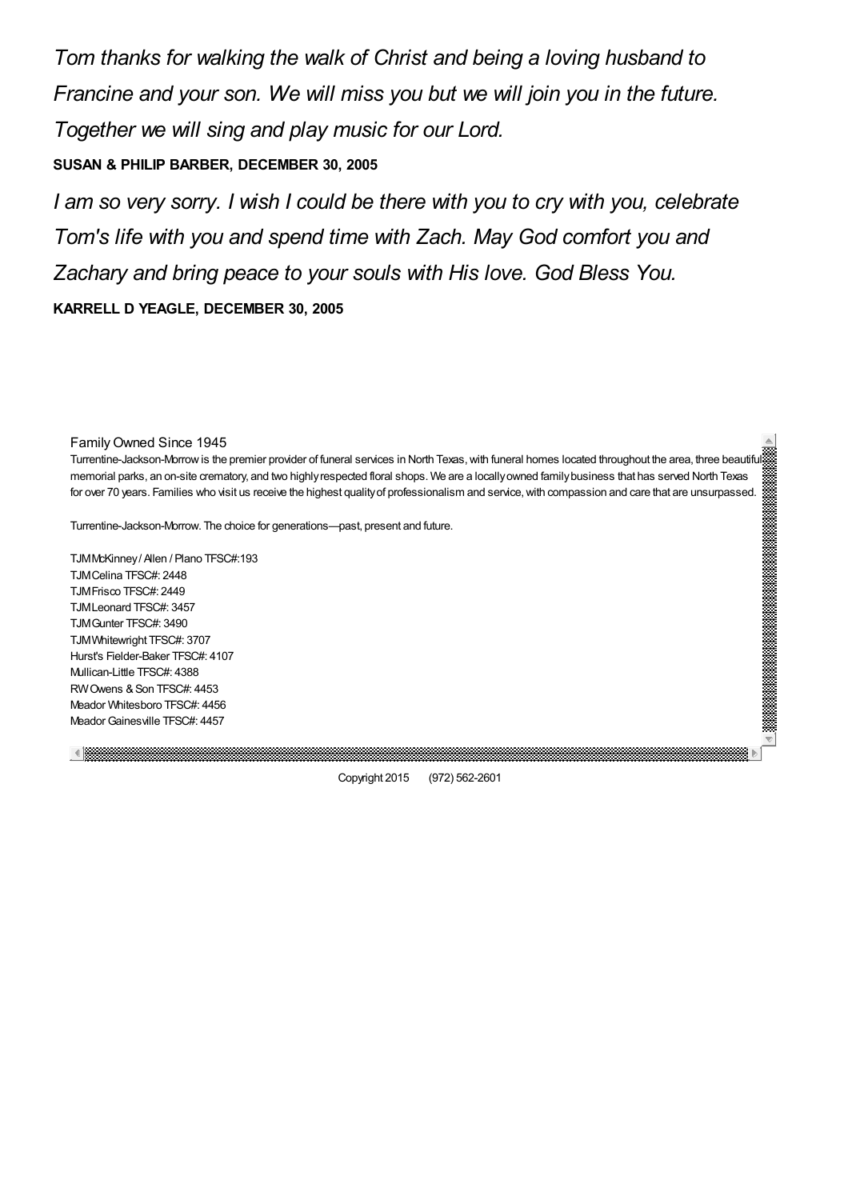*Tom thanks for walking the walk of Christ and being a loving husband to Francine and your son. We will miss you but we will join you in the future. Together we will sing and play music for our Lord.*

**SUSAN & PHILIP BARBER, DECEMBER 30, 2005**

*I am so very sorry. I wish I could be there with you to cry with you, celebrate Tom's life with you and spend time with Zach. May God comfort you and Zachary and bring peace to your souls with His love. God Bless You.*

**KARRELL D YEAGLE, DECEMBER 30, 2005**

Family Owned Since 1945

Turrentine-Jackson-Morrow is the premier provider of funeral services in North Texas, with funeral homes located throughout the area, three beautiful memorial parks, an on-site crematory, and two highly respected floral shops. We are a locally owned family business that has served North Texas for over 70 years. Families who visit us receive the highest quality of professionalism and service, with compassion and care that are unsurpassed.

Turrentine-Jackson-Morrow. The choice for generations—past, present and future.

TJM McKinney / Allen / Plano TFSC#:193
TJM Celina TFSC#: 2448
TJM Frisco TFSC#: 2449
TJM Leonard TFSC#: 3457
TJM Gunter TFSC#: 3490
TJM Whitewright TFSC#: 3707
Hurst's Fielder-Baker TFSC#: 4107
Mullican-Little TFSC#: 4388
RW Owens & Son TFSC#: 4453
Meador Whitesboro TFSC#: 4456
Meador Gainesville TFSC#: 4457

Copyright 2015 (972) 562-2601